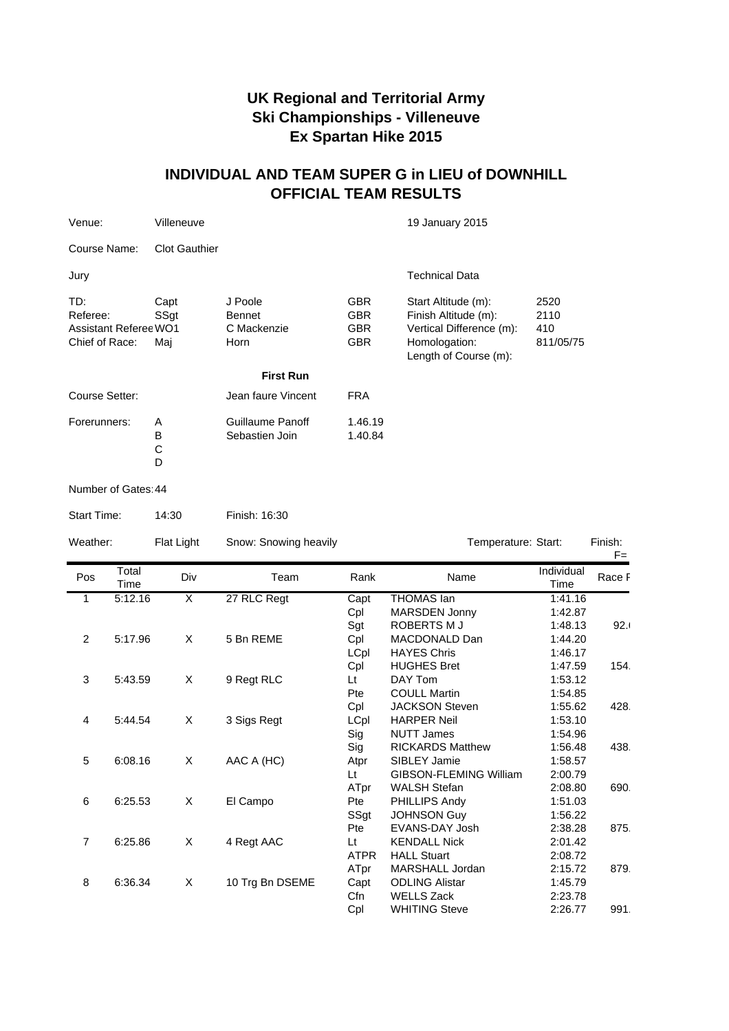# UK Regional and Territorial Army Ski Championships - Villeneuve Ex Spartan Hike 2015

## INDIVIDUAL AND TEAM SUPER G in LIEU of DOWNHILL OFFICIAL TEAM RESULTS

Venue: Villeneuve

19 January 2015

Course Name: Clot Gauthier

Jury

| | | | |
|---|---|---|---|
| TD: | Capt | J Poole | GBR |
| Referee: | SSgt | Bennet | GBR |
| Assistant Referee | WO1 | C Mackenzie | GBR |
| Chief of Race: | Maj | Horn | GBR |

Technical Data

| | |
|---|---|
| Start Altitude (m): | 2520 |
| Finish Altitude (m): | 2110 |
| Vertical Difference (m): | 410 |
| Homologation: | 811/05/75 |
| Length of Course (m): | |

**First Run**

Course Setter: Jean faure Vincent FRA

| Forerunners: | | | |
|---|---|---|---|
| | A | Guillaume Panoff | 1.46.19 |
| | B | Sebastien Join | 1.40.84 |
| | C | | |
| | D | | |

Number of Gates: 44

Start Time: 14:30 Finish: 16:30

Weather: Flat Light Snow: Snowing heavily Temperature: Start: Finish:

F=

| Pos | Total Time | Div | Team | Rank | Name | Individual Time | Race F |
|---|---|---|---|---|---|---|---|
| 1 | 5:12.16 | X | 27 RLC Regt | Capt | THOMAS Ian | 1:41.16 | |
| | | | | Cpl | MARSDEN Jonny | 1:42.87 | |
| | | | | Sgt | ROBERTS M J | 1:48.13 | 92. |
| 2 | 5:17.96 | X | 5 Bn REME | Cpl | MACDONALD Dan | 1:44.20 | |
| | | | | LCpl | HAYES Chris | 1:46.17 | |
| | | | | Cpl | HUGHES Bret | 1:47.59 | 154. |
| 3 | 5:43.59 | X | 9 Regt RLC | Lt | DAY Tom | 1:53.12 | |
| | | | | Pte | COULL Martin | 1:54.85 | |
| | | | | Cpl | JACKSON Steven | 1:55.62 | 428. |
| 4 | 5:44.54 | X | 3 Sigs Regt | LCpl | HARPER Neil | 1:53.10 | |
| | | | | Sig | NUTT James | 1:54.96 | |
| | | | | Sig | RICKARDS Matthew | 1:56.48 | 438. |
| 5 | 6:08.16 | X | AAC A (HC) | Atpr | SIBLEY Jamie | 1:58.57 | |
| | | | | Lt | GIBSON-FLEMING William | 2:00.79 | |
| | | | | ATpr | WALSH Stefan | 2:08.80 | 690. |
| 6 | 6:25.53 | X | El Campo | Pte | PHILLIPS Andy | 1:51.03 | |
| | | | | SSgt | JOHNSON Guy | 1:56.22 | |
| | | | | Pte | EVANS-DAY Josh | 2:38.28 | 875. |
| 7 | 6:25.86 | X | 4 Regt AAC | Lt | KENDALL Nick | 2:01.42 | |
| | | | | ATPR | HALL Stuart | 2:08.72 | |
| | | | | ATpr | MARSHALL Jordan | 2:15.72 | 879. |
| 8 | 6:36.34 | X | 10 Trg Bn DSEME | Capt | ODLING Alistar | 1:45.79 | |
| | | | | Cfn | WELLS Zack | 2:23.78 | |
| | | | | Cpl | WHITING Steve | 2:26.77 | 991. |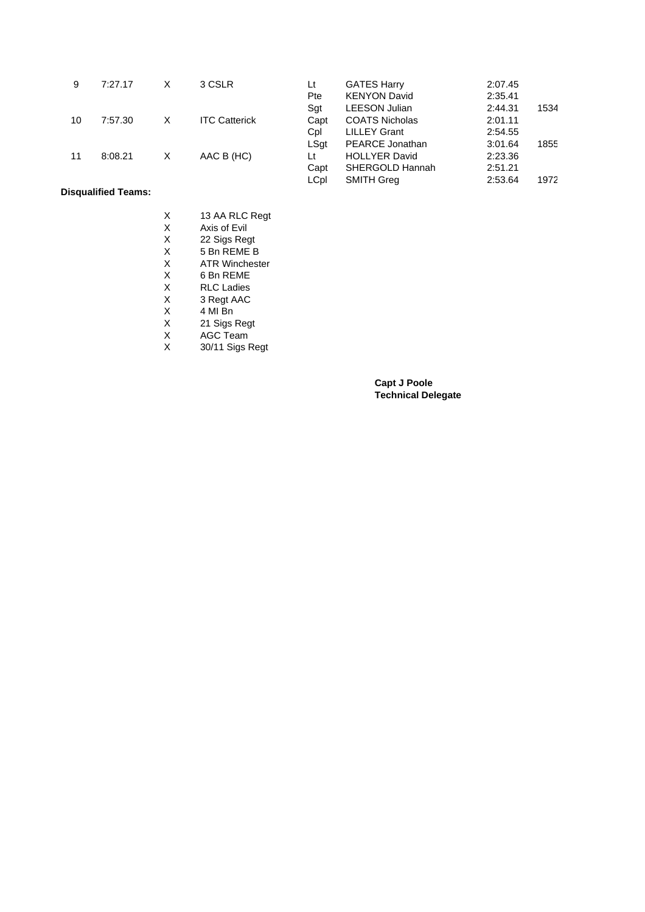| | | | | | | | |
|---|---|---|---|---|---|---|---|
| 9 | 7:27.17 | X | 3 CSLR | Lt | GATES Harry | 2:07.45 | |
| | | | | Pte | KENYON David | 2:35.41 | |
| | | | | Sgt | LEESON Julian | 2:44.31 | 1534 |
| 10 | 7:57.30 | X | ITC Catterick | Capt | COATS Nicholas | 2:01.11 | |
| | | | | Cpl | LILLEY Grant | 2:54.55 | |
| | | | | LSgt | PEARCE Jonathan | 3:01.64 | 1855 |
| 11 | 8:08.21 | X | AAC B (HC) | Lt | HOLLYER David | 2:23.36 | |
| | | | | Capt | SHERGOLD Hannah | 2:51.21 | |
| | | | | LCpl | SMITH Greg | 2:53.64 | 1972 |

**Disqualified Teams:**

| | |
|---|---|
| X | 13 AA RLC Regt |
| X | Axis of Evil |
| X | 22 Sigs Regt |
| X | 5 Bn REME B |
| X | ATR Winchester |
| X | 6 Bn REME |
| X | RLC Ladies |
| X | 3 Regt AAC |
| X | 4 MI Bn |
| X | 21 Sigs Regt |
| X | AGC Team |
| X | 30/11 Sigs Regt |

**Capt J Poole**
**Technical Delegate**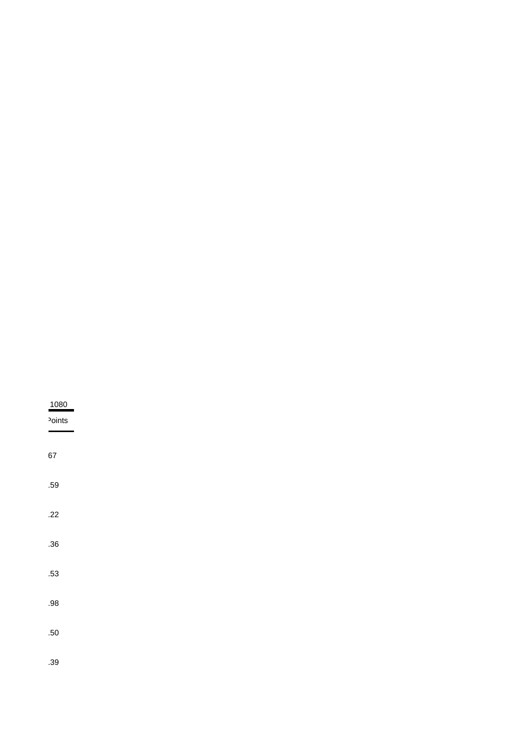| 1080 |
| --- |
| Points |
| 67 |
| .59 |
| .22 |
| .36 |
| .53 |
| .98 |
| .50 |
| .39 |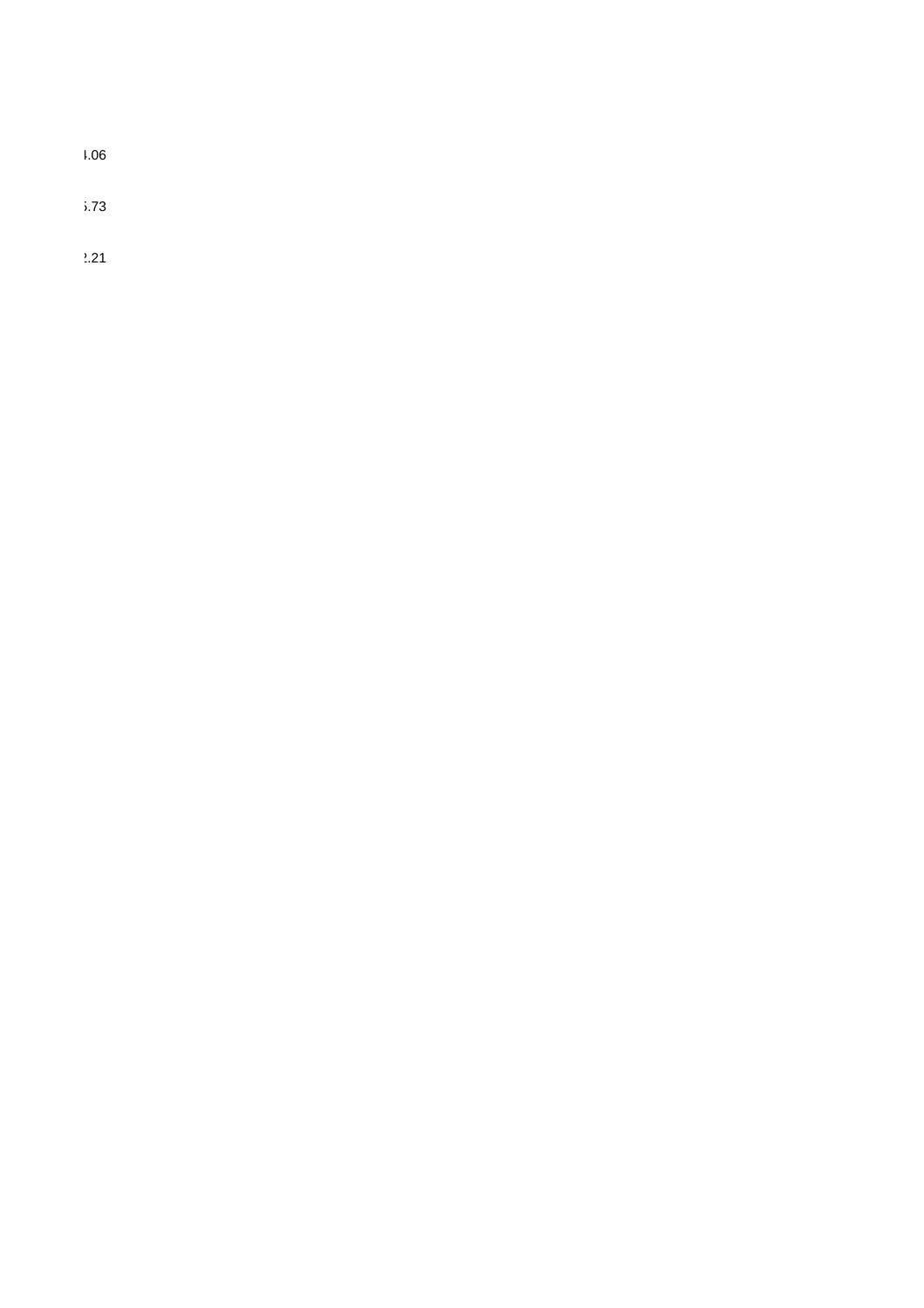ı.06

ı.73

ı.21